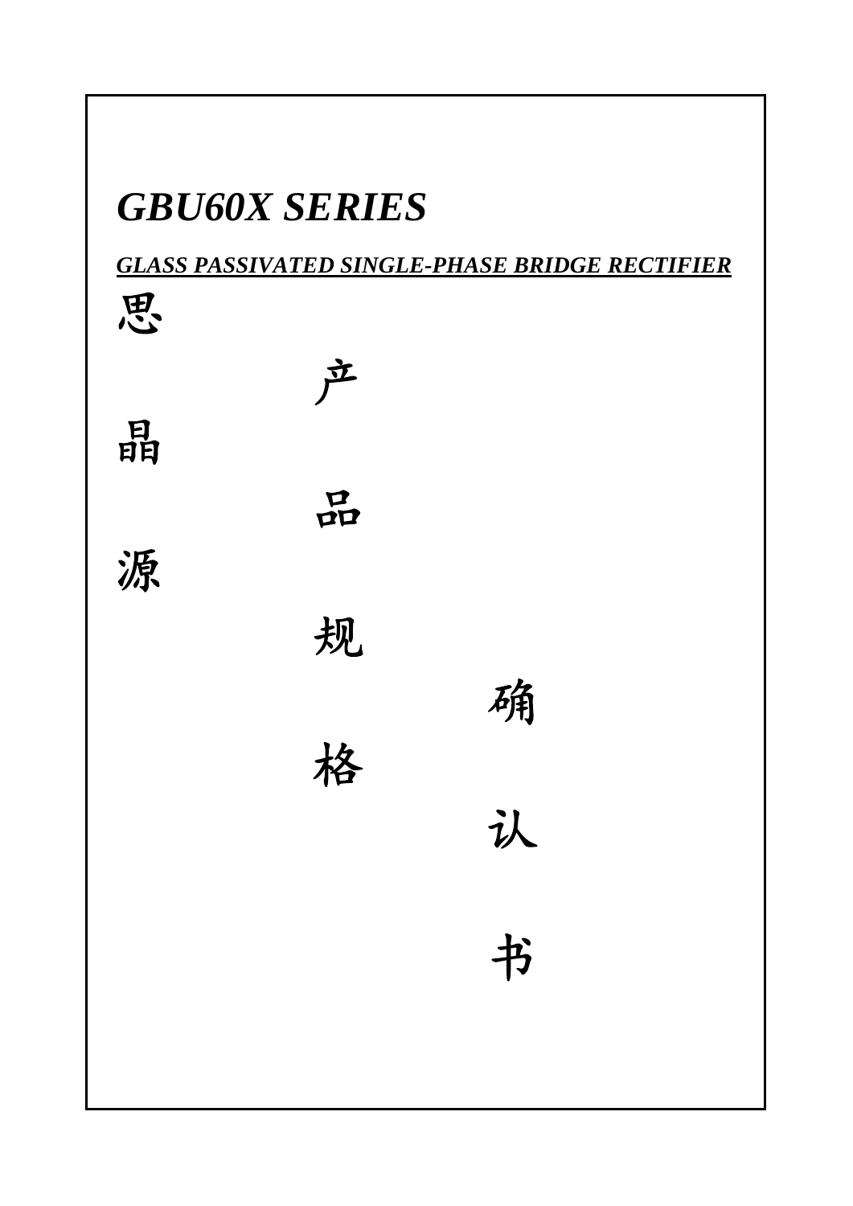# *GBU60X SERIES*

***GLASS PASSIVATED SINGLE-PHASE BRIDGE RECTIFIER***

思晶源

产品规格

确认书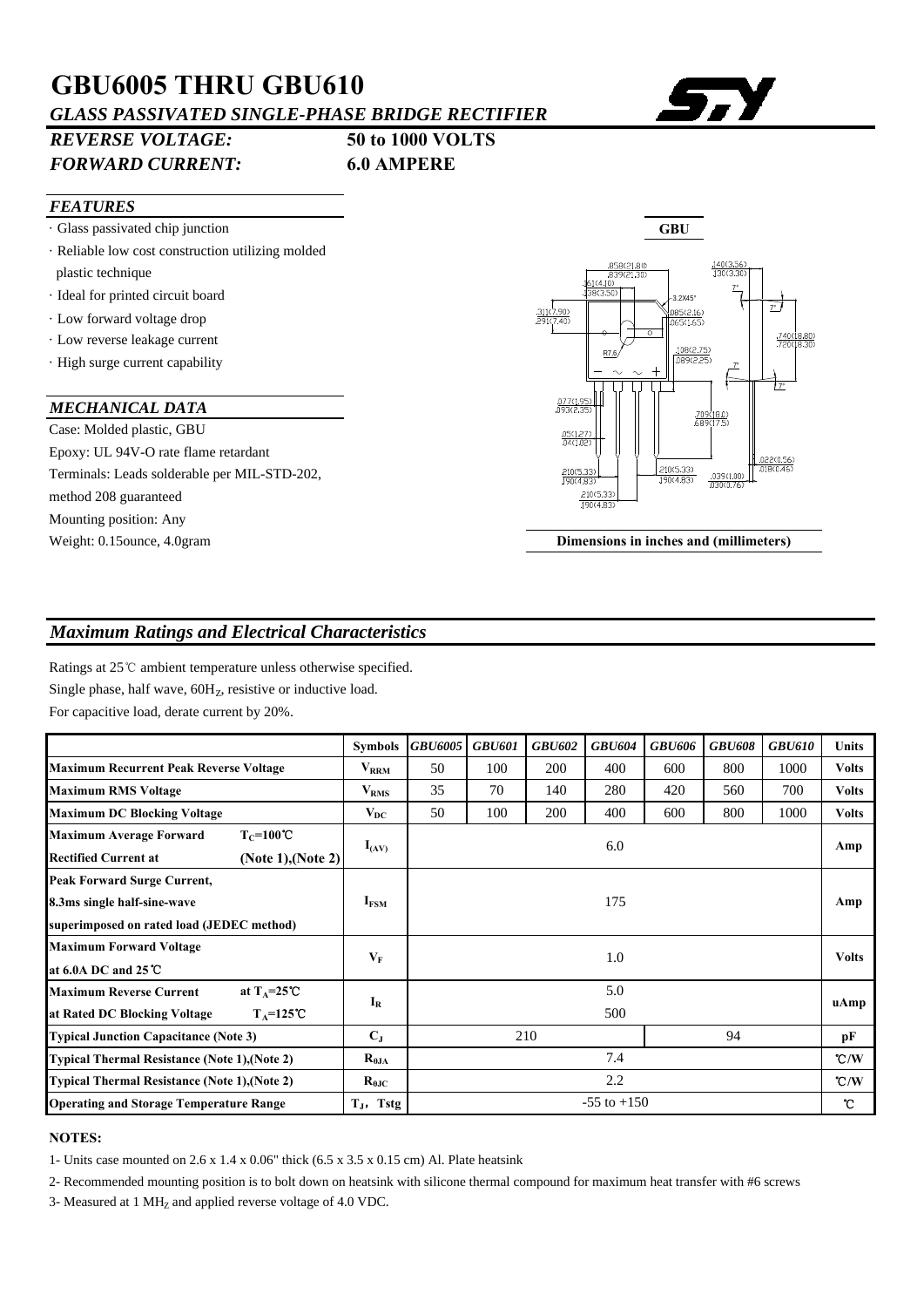# GBU6005 THRU GBU610

*GLASS PASSIVATED SINGLE-PHASE BRIDGE RECTIFIER*

***REVERSE VOLTAGE:*** **50 to 1000 VOLTS**

***FORWARD CURRENT:*** **6.0 AMPERE**

### *FEATURES*

- Glass passivated chip junction
- Reliable low cost construction utilizing molded plastic technique
- Ideal for printed circuit board
- Low forward voltage drop
- Low reverse leakage current
- High surge current capability

### *MECHANICAL DATA*

Case: Molded plastic, GBU

Epoxy: UL 94V-O rate flame retardant

Terminals: Leads solderable per MIL-STD-202, method 208 guaranteed

Mounting position: Any

Weight: 0.15ounce, 4.0gram

**GBU**

**Dimensions in inches and (millimeters)**

## *Maximum Ratings and Electrical Characteristics*

Ratings at 25℃ ambient temperature unless otherwise specified.

Single phase, half wave, $60H_Z$, resistive or inductive load.

For capacitive load, derate current by 20%.

| | Symbols | *GBU6005* | *GBU601* | *GBU602* | *GBU604* | *GBU606* | *GBU608* | *GBU610* | Units |
|---|---|---|---|---|---|---|---|---|---|
| **Maximum Recurrent Peak Reverse Voltage** | $V_{RRM}$ | 50 | 100 | 200 | 400 | 600 | 800 | 1000 | **Volts** |
| **Maximum RMS Voltage** | $V_{RMS}$ | 35 | 70 | 140 | 280 | 420 | 560 | 700 | **Volts** |
| **Maximum DC Blocking Voltage** | $V_{DC}$ | 50 | 100 | 200 | 400 | 600 | 800 | 1000 | **Volts** |
| **Maximum Average Forward Rectified Current at** $T_C$**=100℃ (Note 1),(Note 2)** | $I_{(AV)}$ | 6.0 | | | | | | | **Amp** |
| **Peak Forward Surge Current, 8.3ms single half-sine-wave superimposed on rated load (JEDEC method)** | $I_{FSM}$ | 175 | | | | | | | **Amp** |
| **Maximum Forward Voltage at 6.0A DC and 25℃** | $V_F$ | 1.0 | | | | | | | **Volts** |
| **Maximum Reverse Current at Rated DC Blocking Voltage** at $T_A$=25℃ | $I_R$ | 5.0 | | | | | | | **uAmp** |
| $T_A$=125℃ | | 500 | | | | | | | |
| **Typical Junction Capacitance (Note 3)** | $C_J$ | 210 | | | | 94 | | | **pF** |
| **Typical Thermal Resistance (Note 1),(Note 2)** | $R_{\theta JA}$ | 7.4 | | | | | | | **℃/W** |
| **Typical Thermal Resistance (Note 1),(Note 2)** | $R_{\theta JC}$ | 2.2 | | | | | | | **℃/W** |
| **Operating and Storage Temperature Range** | $T_J$, Tstg | -55 to +150 | | | | | | | **℃** |

**NOTES:**

1- Units case mounted on 2.6 x 1.4 x 0.06" thick (6.5 x 3.5 x 0.15 cm) Al. Plate heatsink

2- Recommended mounting position is to bolt down on heatsink with silicone thermal compound for maximum heat transfer with #6 screws

3- Measured at 1 $MH_Z$ and applied reverse voltage of 4.0 VDC.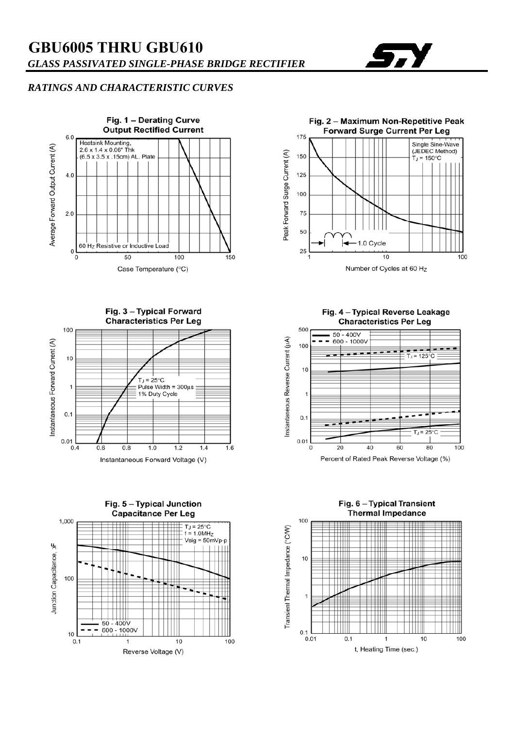# GBU6005 THRU GBU610

*GLASS PASSIVATED SINGLE-PHASE BRIDGE RECTIFIER*

*RATINGS AND CHARACTERISTIC CURVES*

**Fig. 1 – Derating Curve Output Rectified Current**

Heatsink Mounting,
2.6 x 1.4 x 0.06" Thk
(6.5 x 3.5 x .15cm) AL. Plate

60 Hz Resistive or Inductive Load

Average Forward Output Current (A)

6.0
4.0
2.0
0

0
50
100
150

Case Temperature (°C)

**Fig. 2 – Maximum Non-Repetitive Peak Forward Surge Current Per Leg**

Single Sine-Wave
(JEDEC Method)
$T_J$ = 150°C

1.0 Cycle

Peak Forward Surge Current (A)

175
150
125
100
75
50
25

1
10
100

Number of Cycles at 60 Hz

**Fig. 3 – Typical Forward Characteristics Per Leg**

$T_J$ = 25°C
Pulse Width = 300μs
1% Duty Cycle

Instantaneous Forward Current (A)

100
10
1
0.1
0.01

0.4
0.6
0.8
1.0
1.2
1.4
1.6

Instantaneous Forward Voltage (V)

**Fig. 4 – Typical Reverse Leakage Characteristics Per Leg**

50 - 400V
600 - 1000V

$T_J$ = 125°C
$T_J$ = 25°C

Instantaneous Reverse Current (μA)

500
100
10
1
0.1
0.01

0
20
40
60
80
100

Percent of Rated Peak Reverse Voltage (%)

**Fig. 5 – Typical Junction Capacitance Per Leg**

$T_J$ = 25°C
f = 1.0MHz
Vsig = 50mVp-p

50 - 400V
600 - 1000V

Junction Capacitance, pF

1,000
100
10

0.1
1
10
100

Reverse Voltage (V)

**Fig. 6 – Typical Transient Thermal Impedance**

Transient Thermal Impedance (°C/W)

100
10
1
0.1

0.01
0.1
1
10
100

t, Heating Time (sec.)